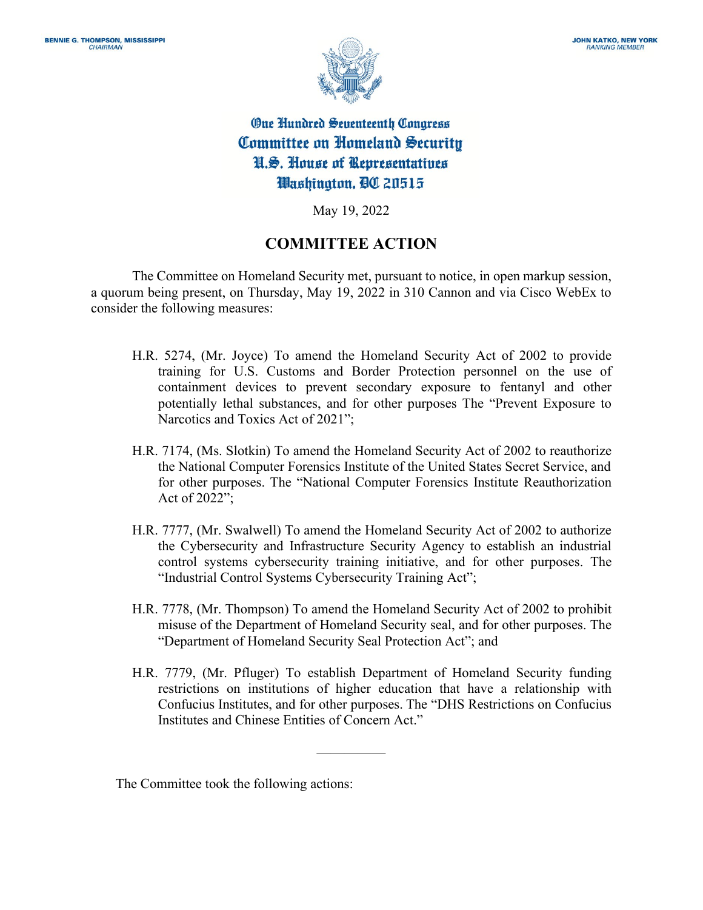BENNIE G. THOMPSON, MISSISSIPPI
*CHAIRMAN*

JOHN KATKO, NEW YORK
*RANKING MEMBER*

**One Hundred Seventeenth Congress**
**Committee on Homeland Security**
**U.S. House of Representatives**
**Washington, DC 20515**

May 19, 2022

## COMMITTEE ACTION

The Committee on Homeland Security met, pursuant to notice, in open markup session, a quorum being present, on Thursday, May 19, 2022 in 310 Cannon and via Cisco WebEx to consider the following measures:

H.R. 5274, (Mr. Joyce) To amend the Homeland Security Act of 2002 to provide training for U.S. Customs and Border Protection personnel on the use of containment devices to prevent secondary exposure to fentanyl and other potentially lethal substances, and for other purposes The "Prevent Exposure to Narcotics and Toxics Act of 2021";

H.R. 7174, (Ms. Slotkin) To amend the Homeland Security Act of 2002 to reauthorize the National Computer Forensics Institute of the United States Secret Service, and for other purposes. The "National Computer Forensics Institute Reauthorization Act of 2022";

H.R. 7777, (Mr. Swalwell) To amend the Homeland Security Act of 2002 to authorize the Cybersecurity and Infrastructure Security Agency to establish an industrial control systems cybersecurity training initiative, and for other purposes. The "Industrial Control Systems Cybersecurity Training Act";

H.R. 7778, (Mr. Thompson) To amend the Homeland Security Act of 2002 to prohibit misuse of the Department of Homeland Security seal, and for other purposes. The "Department of Homeland Security Seal Protection Act"; and

H.R. 7779, (Mr. Pfluger) To establish Department of Homeland Security funding restrictions on institutions of higher education that have a relationship with Confucius Institutes, and for other purposes. The "DHS Restrictions on Confucius Institutes and Chinese Entities of Concern Act."

---

The Committee took the following actions: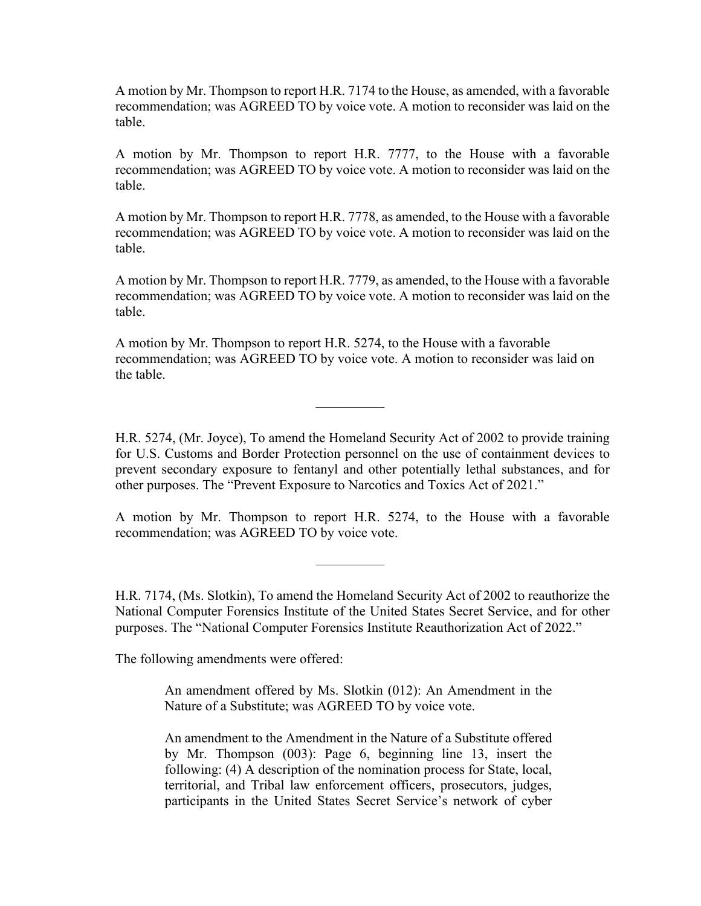A motion by Mr. Thompson to report H.R. 7174 to the House, as amended, with a favorable recommendation; was AGREED TO by voice vote. A motion to reconsider was laid on the table.

A motion by Mr. Thompson to report H.R. 7777, to the House with a favorable recommendation; was AGREED TO by voice vote. A motion to reconsider was laid on the table.

A motion by Mr. Thompson to report H.R. 7778, as amended, to the House with a favorable recommendation; was AGREED TO by voice vote. A motion to reconsider was laid on the table.

A motion by Mr. Thompson to report H.R. 7779, as amended, to the House with a favorable recommendation; was AGREED TO by voice vote. A motion to reconsider was laid on the table.

A motion by Mr. Thompson to report H.R. 5274, to the House with a favorable recommendation; was AGREED TO by voice vote. A motion to reconsider was laid on the table.

---

H.R. 5274, (Mr. Joyce), To amend the Homeland Security Act of 2002 to provide training for U.S. Customs and Border Protection personnel on the use of containment devices to prevent secondary exposure to fentanyl and other potentially lethal substances, and for other purposes. The "Prevent Exposure to Narcotics and Toxics Act of 2021."

A motion by Mr. Thompson to report H.R. 5274, to the House with a favorable recommendation; was AGREED TO by voice vote.

---

H.R. 7174, (Ms. Slotkin), To amend the Homeland Security Act of 2002 to reauthorize the National Computer Forensics Institute of the United States Secret Service, and for other purposes. The "National Computer Forensics Institute Reauthorization Act of 2022."

The following amendments were offered:

> An amendment offered by Ms. Slotkin (012): An Amendment in the Nature of a Substitute; was AGREED TO by voice vote.
>
> An amendment to the Amendment in the Nature of a Substitute offered by Mr. Thompson (003): Page 6, beginning line 13, insert the following: (4) A description of the nomination process for State, local, territorial, and Tribal law enforcement officers, prosecutors, judges, participants in the United States Secret Service's network of cyber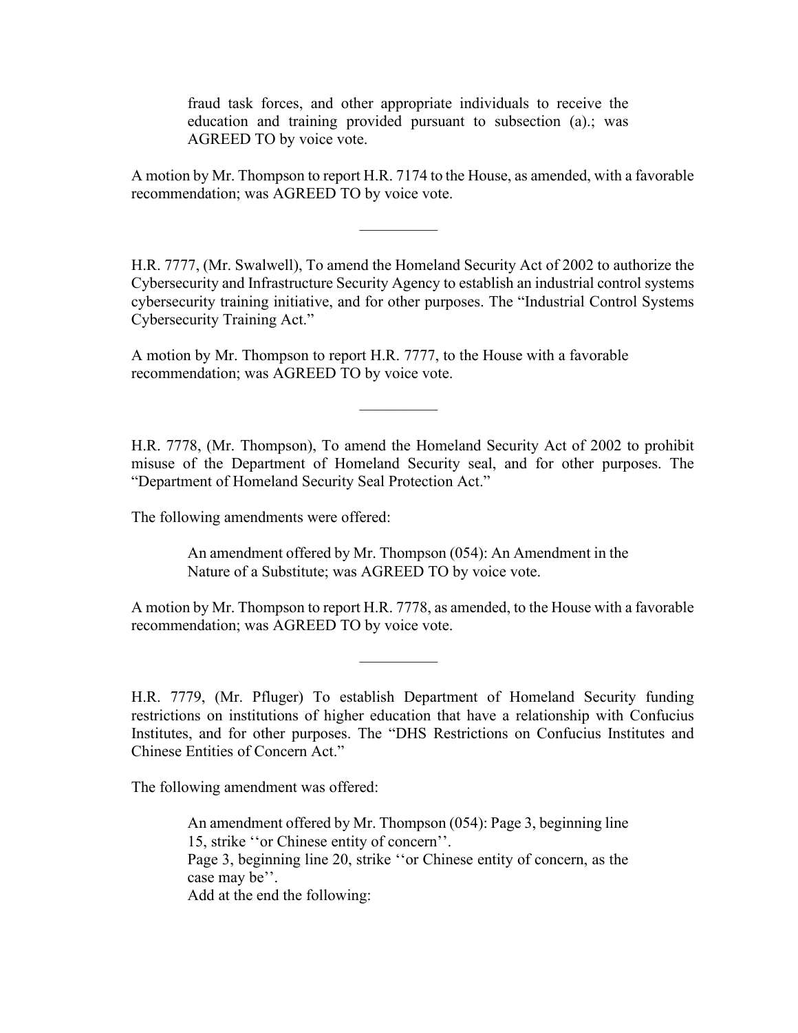> fraud task forces, and other appropriate individuals to receive the education and training provided pursuant to subsection (a).; was AGREED TO by voice vote.

A motion by Mr. Thompson to report H.R. 7174 to the House, as amended, with a favorable recommendation; was AGREED TO by voice vote.

---

H.R. 7777, (Mr. Swalwell), To amend the Homeland Security Act of 2002 to authorize the Cybersecurity and Infrastructure Security Agency to establish an industrial control systems cybersecurity training initiative, and for other purposes. The "Industrial Control Systems Cybersecurity Training Act."

A motion by Mr. Thompson to report H.R. 7777, to the House with a favorable recommendation; was AGREED TO by voice vote.

---

H.R. 7778, (Mr. Thompson), To amend the Homeland Security Act of 2002 to prohibit misuse of the Department of Homeland Security seal, and for other purposes. The "Department of Homeland Security Seal Protection Act."

The following amendments were offered:

> An amendment offered by Mr. Thompson (054): An Amendment in the Nature of a Substitute; was AGREED TO by voice vote.

A motion by Mr. Thompson to report H.R. 7778, as amended, to the House with a favorable recommendation; was AGREED TO by voice vote.

---

H.R. 7779, (Mr. Pfluger) To establish Department of Homeland Security funding restrictions on institutions of higher education that have a relationship with Confucius Institutes, and for other purposes. The "DHS Restrictions on Confucius Institutes and Chinese Entities of Concern Act."

The following amendment was offered:

> An amendment offered by Mr. Thompson (054): Page 3, beginning line 15, strike ''or Chinese entity of concern''.
> Page 3, beginning line 20, strike ''or Chinese entity of concern, as the case may be''.
> Add at the end the following: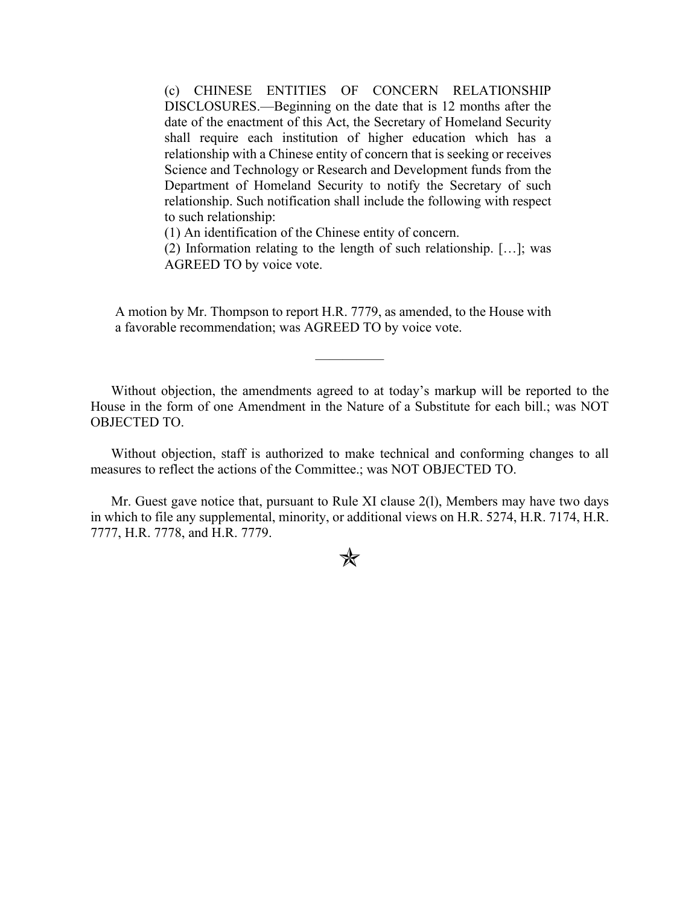(c) CHINESE ENTITIES OF CONCERN RELATIONSHIP DISCLOSURES.—Beginning on the date that is 12 months after the date of the enactment of this Act, the Secretary of Homeland Security shall require each institution of higher education which has a relationship with a Chinese entity of concern that is seeking or receives Science and Technology or Research and Development funds from the Department of Homeland Security to notify the Secretary of such relationship. Such notification shall include the following with respect to such relationship:

(1) An identification of the Chinese entity of concern.

(2) Information relating to the length of such relationship. […]; was AGREED TO by voice vote.

A motion by Mr. Thompson to report H.R. 7779, as amended, to the House with a favorable recommendation; was AGREED TO by voice vote.

---

Without objection, the amendments agreed to at today's markup will be reported to the House in the form of one Amendment in the Nature of a Substitute for each bill.; was NOT OBJECTED TO.

Without objection, staff is authorized to make technical and conforming changes to all measures to reflect the actions of the Committee.; was NOT OBJECTED TO.

Mr. Guest gave notice that, pursuant to Rule XI clause 2(l), Members may have two days in which to file any supplemental, minority, or additional views on H.R. 5274, H.R. 7174, H.R. 7777, H.R. 7778, and H.R. 7779.

✭